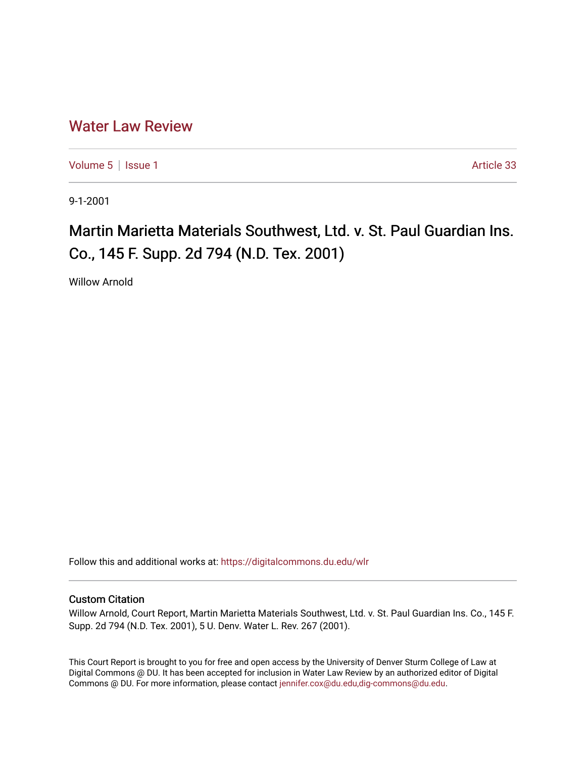# Water Law Review

Volume 5 | Issue 1 Article 33

9-1-2001

## Martin Marietta Materials Southwest, Ltd. v. St. Paul Guardian Ins. Co., 145 F. Supp. 2d 794 (N.D. Tex. 2001)

Willow Arnold

Follow this and additional works at: https://digitalcommons.du.edu/wlr

### Custom Citation

Willow Arnold, Court Report, Martin Marietta Materials Southwest, Ltd. v. St. Paul Guardian Ins. Co., 145 F. Supp. 2d 794 (N.D. Tex. 2001), 5 U. Denv. Water L. Rev. 267 (2001).

This Court Report is brought to you for free and open access by the University of Denver Sturm College of Law at Digital Commons @ DU. It has been accepted for inclusion in Water Law Review by an authorized editor of Digital Commons @ DU. For more information, please contact jennifer.cox@du.edu,dig-commons@du.edu.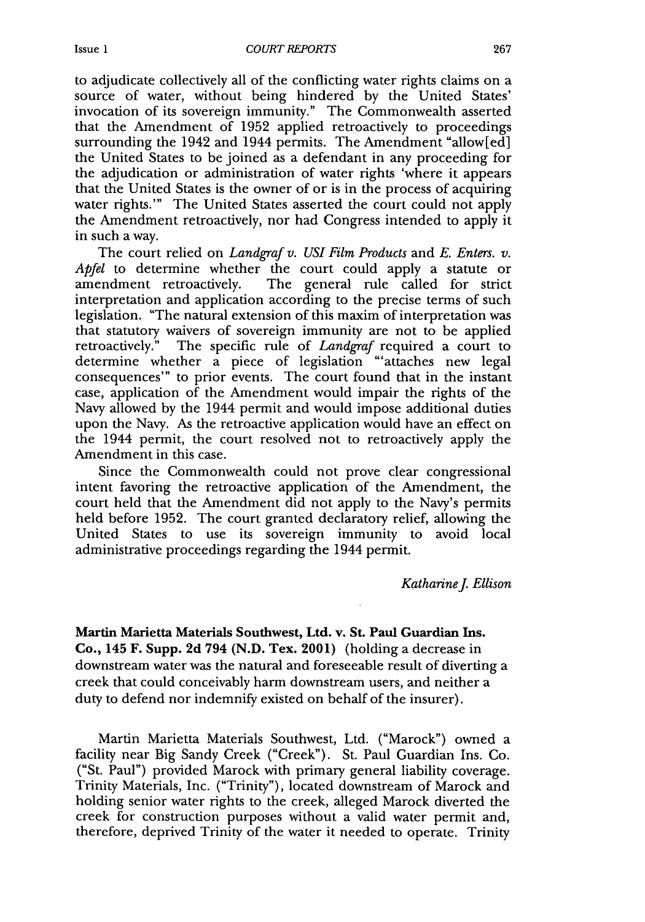to adjudicate collectively all of the conflicting water rights claims on a source of water, without being hindered by the United States' invocation of its sovereign immunity." The Commonwealth asserted that the Amendment of 1952 applied retroactively to proceedings surrounding the 1942 and 1944 permits. The Amendment "allow[ed] the United States to be joined as a defendant in any proceeding for the adjudication or administration of water rights 'where it appears that the United States is the owner of or is in the process of acquiring water rights.'" The United States asserted the court could not apply the Amendment retroactively, nor had Congress intended to apply it in such a way.

The court relied on *Landgraf v. USI Film Products* and *E. Enters. v. Apfel* to determine whether the court could apply a statute or amendment retroactively. The general rule called for strict interpretation and application according to the precise terms of such legislation. "The natural extension of this maxim of interpretation was that statutory waivers of sovereign immunity are not to be applied retroactively." The specific rule of *Landgraf* required a court to determine whether a piece of legislation "'attaches new legal consequences'" to prior events. The court found that in the instant case, application of the Amendment would impair the rights of the Navy allowed by the 1944 permit and would impose additional duties upon the Navy. As the retroactive application would have an effect on the 1944 permit, the court resolved not to retroactively apply the Amendment in this case.

Since the Commonwealth could not prove clear congressional intent favoring the retroactive application of the Amendment, the court held that the Amendment did not apply to the Navy's permits held before 1952. The court granted declaratory relief, allowing the United States to use its sovereign immunity to avoid local administrative proceedings regarding the 1944 permit.

*Katharine J. Ellison*

**Martin Marietta Materials Southwest, Ltd. v. St. Paul Guardian Ins. Co., 145 F. Supp. 2d 794 (N.D. Tex. 2001)** (holding a decrease in downstream water was the natural and foreseeable result of diverting a creek that could conceivably harm downstream users, and neither a duty to defend nor indemnify existed on behalf of the insurer).

Martin Marietta Materials Southwest, Ltd. ("Marock") owned a facility near Big Sandy Creek ("Creek"). St. Paul Guardian Ins. Co. ("St. Paul") provided Marock with primary general liability coverage. Trinity Materials, Inc. ("Trinity"), located downstream of Marock and holding senior water rights to the creek, alleged Marock diverted the creek for construction purposes without a valid water permit and, therefore, deprived Trinity of the water it needed to operate. Trinity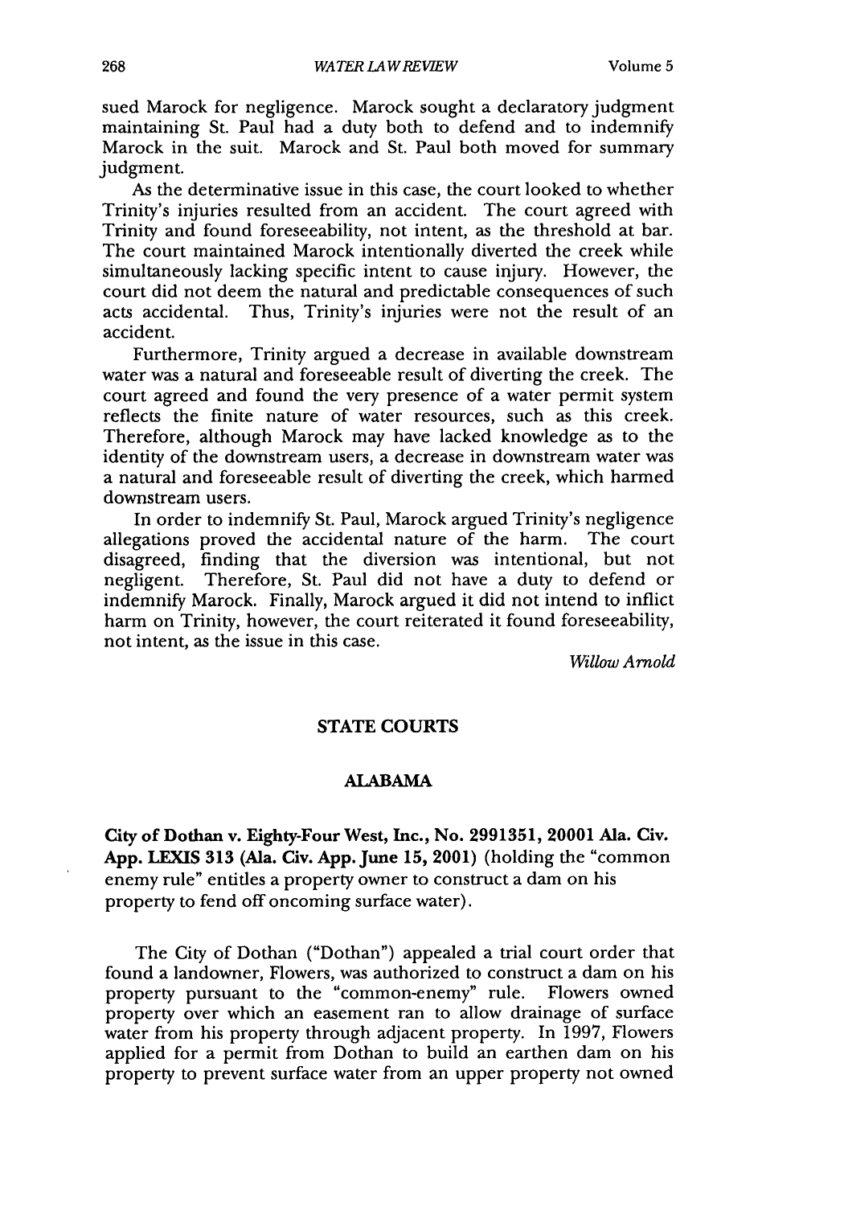sued Marock for negligence. Marock sought a declaratory judgment maintaining St. Paul had a duty both to defend and to indemnify Marock in the suit. Marock and St. Paul both moved for summary judgment.

As the determinative issue in this case, the court looked to whether Trinity's injuries resulted from an accident. The court agreed with Trinity and found foreseeability, not intent, as the threshold at bar. The court maintained Marock intentionally diverted the creek while simultaneously lacking specific intent to cause injury. However, the court did not deem the natural and predictable consequences of such acts accidental. Thus, Trinity's injuries were not the result of an accident.

Furthermore, Trinity argued a decrease in available downstream water was a natural and foreseeable result of diverting the creek. The court agreed and found the very presence of a water permit system reflects the finite nature of water resources, such as this creek. Therefore, although Marock may have lacked knowledge as to the identity of the downstream users, a decrease in downstream water was a natural and foreseeable result of diverting the creek, which harmed downstream users.

In order to indemnify St. Paul, Marock argued Trinity's negligence allegations proved the accidental nature of the harm. The court disagreed, finding that the diversion was intentional, but not negligent. Therefore, St. Paul did not have a duty to defend or indemnify Marock. Finally, Marock argued it did not intend to inflict harm on Trinity, however, the court reiterated it found foreseeability, not intent, as the issue in this case.

*Willow Arnold*

## STATE COURTS

### ALABAMA

**City of Dothan v. Eighty-Four West, Inc., No. 2991351, 20001 Ala. Civ. App. LEXIS 313 (Ala. Civ. App. June 15, 2001)** (holding the "common enemy rule" entitles a property owner to construct a dam on his property to fend off oncoming surface water).

The City of Dothan ("Dothan") appealed a trial court order that found a landowner, Flowers, was authorized to construct a dam on his property pursuant to the "common-enemy" rule. Flowers owned property over which an easement ran to allow drainage of surface water from his property through adjacent property. In 1997, Flowers applied for a permit from Dothan to build an earthen dam on his property to prevent surface water from an upper property not owned